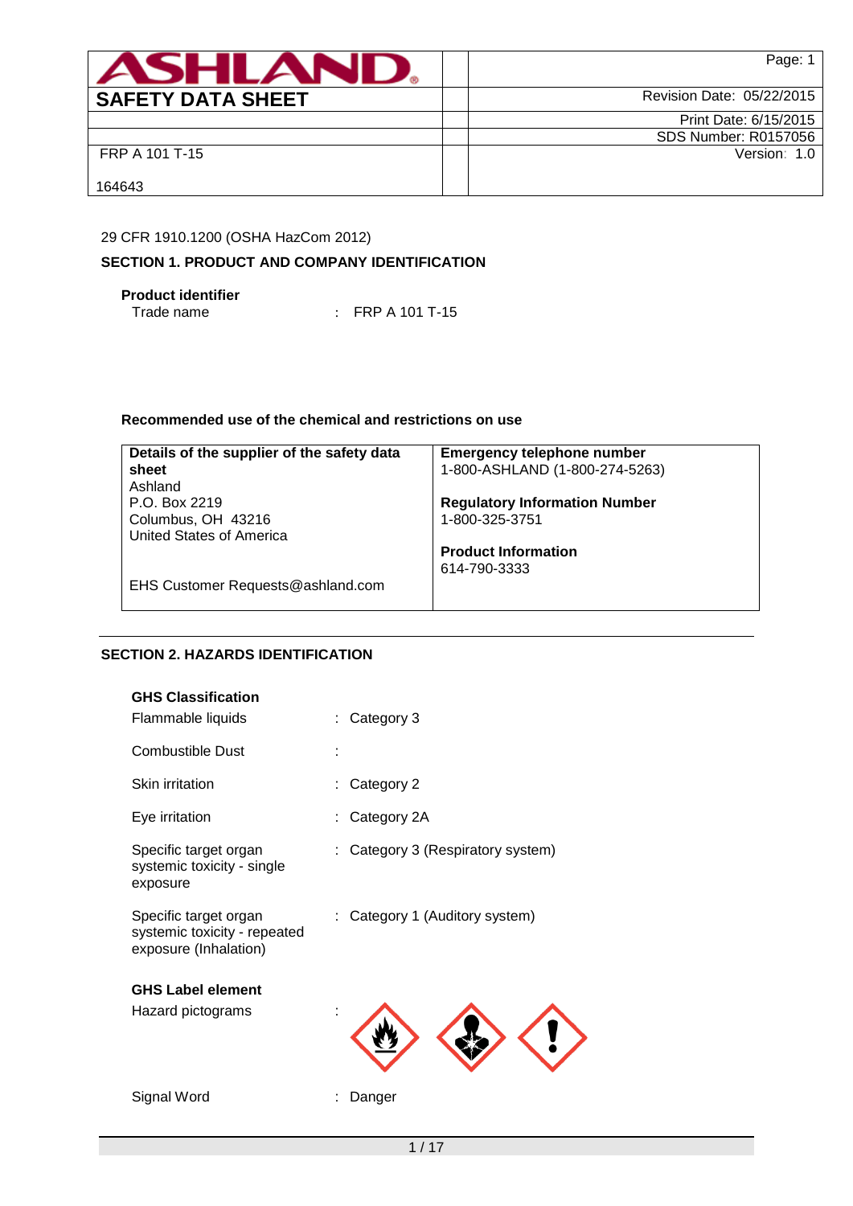| ASHLAND | | Page: 1 |
|---|---|---|
| **SAFETY DATA SHEET** | | Revision Date: 05/22/2015 |
| | | Print Date: 6/15/2015 |
| | | SDS Number: R0157056 |
| FRP A 101 T-15<br><br>164643 | | Version: 1.0 |

29 CFR 1910.1200 (OSHA HazCom 2012)

## SECTION 1. PRODUCT AND COMPANY IDENTIFICATION

**Product identifier**

Trade name : FRP A 101 T-15

**Recommended use of the chemical and restrictions on use**

| **Details of the supplier of the safety data sheet** | **Emergency telephone number** |
|---|---|
| Ashland<br>P.O. Box 2219<br>Columbus, OH 43216<br>United States of America<br><br>EHS Customer Requests@ashland.com | 1-800-ASHLAND (1-800-274-5263)<br><br>**Regulatory Information Number**<br>1-800-325-3751<br><br>**Product Information**<br>614-790-3333 |

## SECTION 2. HAZARDS IDENTIFICATION

**GHS Classification**

Flammable liquids : Category 3

Combustible Dust :

Skin irritation : Category 2

Eye irritation : Category 2A

Specific target organ systemic toxicity - single exposure : Category 3 (Respiratory system)

Specific target organ systemic toxicity - repeated exposure (Inhalation) : Category 1 (Auditory system)

**GHS Label element**

Hazard pictograms :

Signal Word : Danger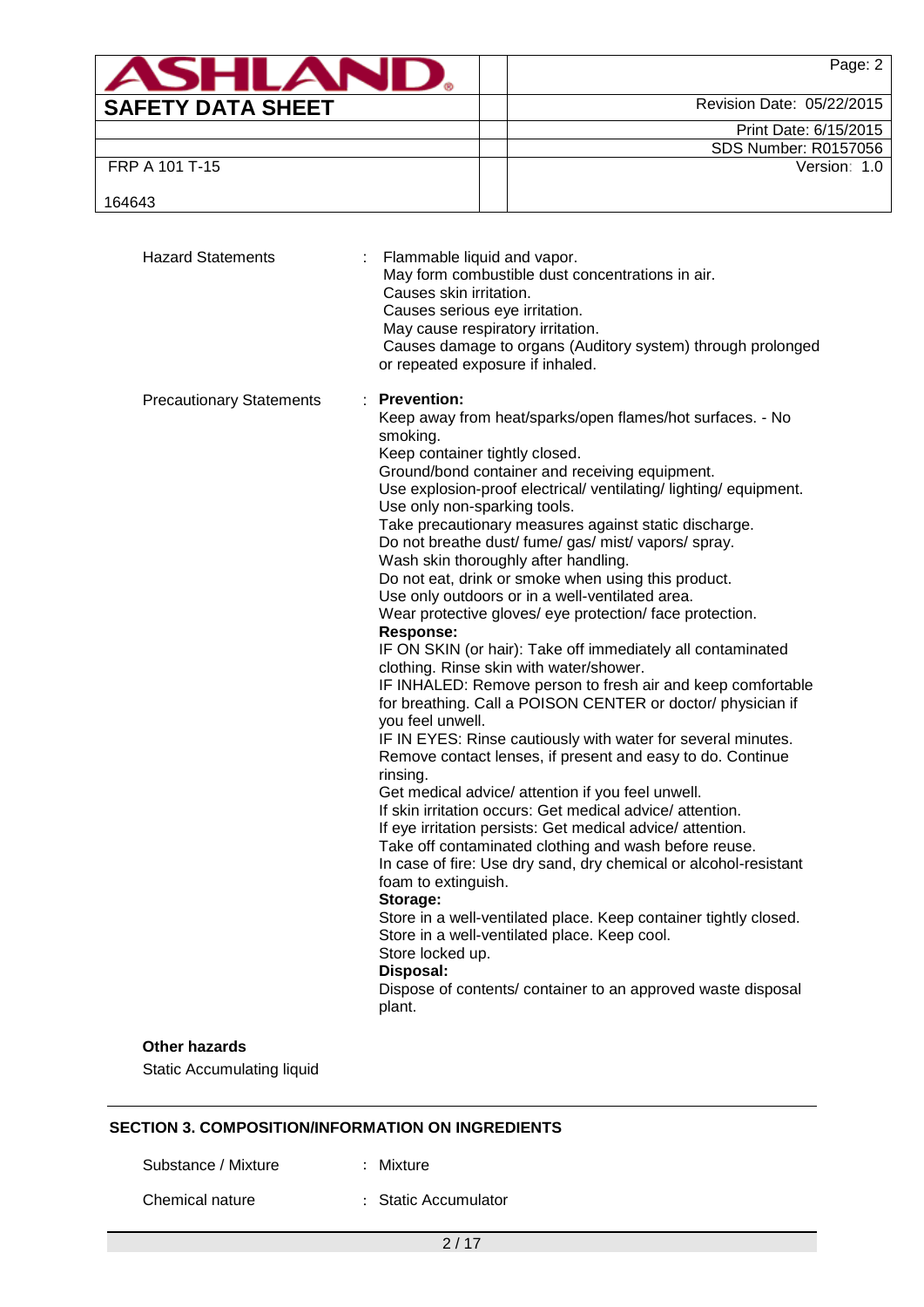Hazard Statements : Flammable liquid and vapor.
May form combustible dust concentrations in air.
Causes skin irritation.
Causes serious eye irritation.
May cause respiratory irritation.
Causes damage to organs (Auditory system) through prolonged or repeated exposure if inhaled.

Precautionary Statements : **Prevention:**
Keep away from heat/sparks/open flames/hot surfaces. - No smoking.
Keep container tightly closed.
Ground/bond container and receiving equipment.
Use explosion-proof electrical/ ventilating/ lighting/ equipment.
Use only non-sparking tools.
Take precautionary measures against static discharge.
Do not breathe dust/ fume/ gas/ mist/ vapors/ spray.
Wash skin thoroughly after handling.
Do not eat, drink or smoke when using this product.
Use only outdoors or in a well-ventilated area.
Wear protective gloves/ eye protection/ face protection.
**Response:**
IF ON SKIN (or hair): Take off immediately all contaminated clothing. Rinse skin with water/shower.
IF INHALED: Remove person to fresh air and keep comfortable for breathing. Call a POISON CENTER or doctor/ physician if you feel unwell.
IF IN EYES: Rinse cautiously with water for several minutes. Remove contact lenses, if present and easy to do. Continue rinsing.
Get medical advice/ attention if you feel unwell.
If skin irritation occurs: Get medical advice/ attention.
If eye irritation persists: Get medical advice/ attention.
Take off contaminated clothing and wash before reuse.
In case of fire: Use dry sand, dry chemical or alcohol-resistant foam to extinguish.
**Storage:**
Store in a well-ventilated place. Keep container tightly closed.
Store in a well-ventilated place. Keep cool.
Store locked up.
**Disposal:**
Dispose of contents/ container to an approved waste disposal plant.

**Other hazards**

Static Accumulating liquid

## SECTION 3. COMPOSITION/INFORMATION ON INGREDIENTS

Substance / Mixture : Mixture

Chemical nature : Static Accumulator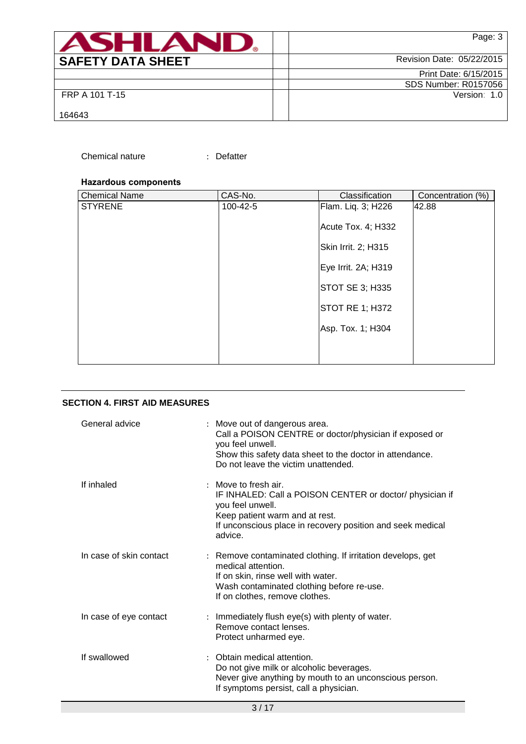Chemical nature : Defatter

**Hazardous components**

| Chemical Name | CAS-No. | Classification | Concentration (%) |
|---|---|---|---|
| STYRENE | 100-42-5 | Flam. Liq. 3; H226<br><br>Acute Tox. 4; H332<br><br>Skin Irrit. 2; H315<br><br>Eye Irrit. 2A; H319<br><br>STOT SE 3; H335<br><br>STOT RE 1; H372<br><br>Asp. Tox. 1; H304 | 42.88 |

## SECTION 4. FIRST AID MEASURES

General advice : Move out of dangerous area.
Call a POISON CENTRE or doctor/physician if exposed or you feel unwell.
Show this safety data sheet to the doctor in attendance.
Do not leave the victim unattended.

If inhaled : Move to fresh air.
IF INHALED: Call a POISON CENTER or doctor/ physician if you feel unwell.
Keep patient warm and at rest.
If unconscious place in recovery position and seek medical advice.

In case of skin contact : Remove contaminated clothing. If irritation develops, get medical attention.
If on skin, rinse well with water.
Wash contaminated clothing before re-use.
If on clothes, remove clothes.

In case of eye contact : Immediately flush eye(s) with plenty of water.
Remove contact lenses.
Protect unharmed eye.

If swallowed : Obtain medical attention.
Do not give milk or alcoholic beverages.
Never give anything by mouth to an unconscious person.
If symptoms persist, call a physician.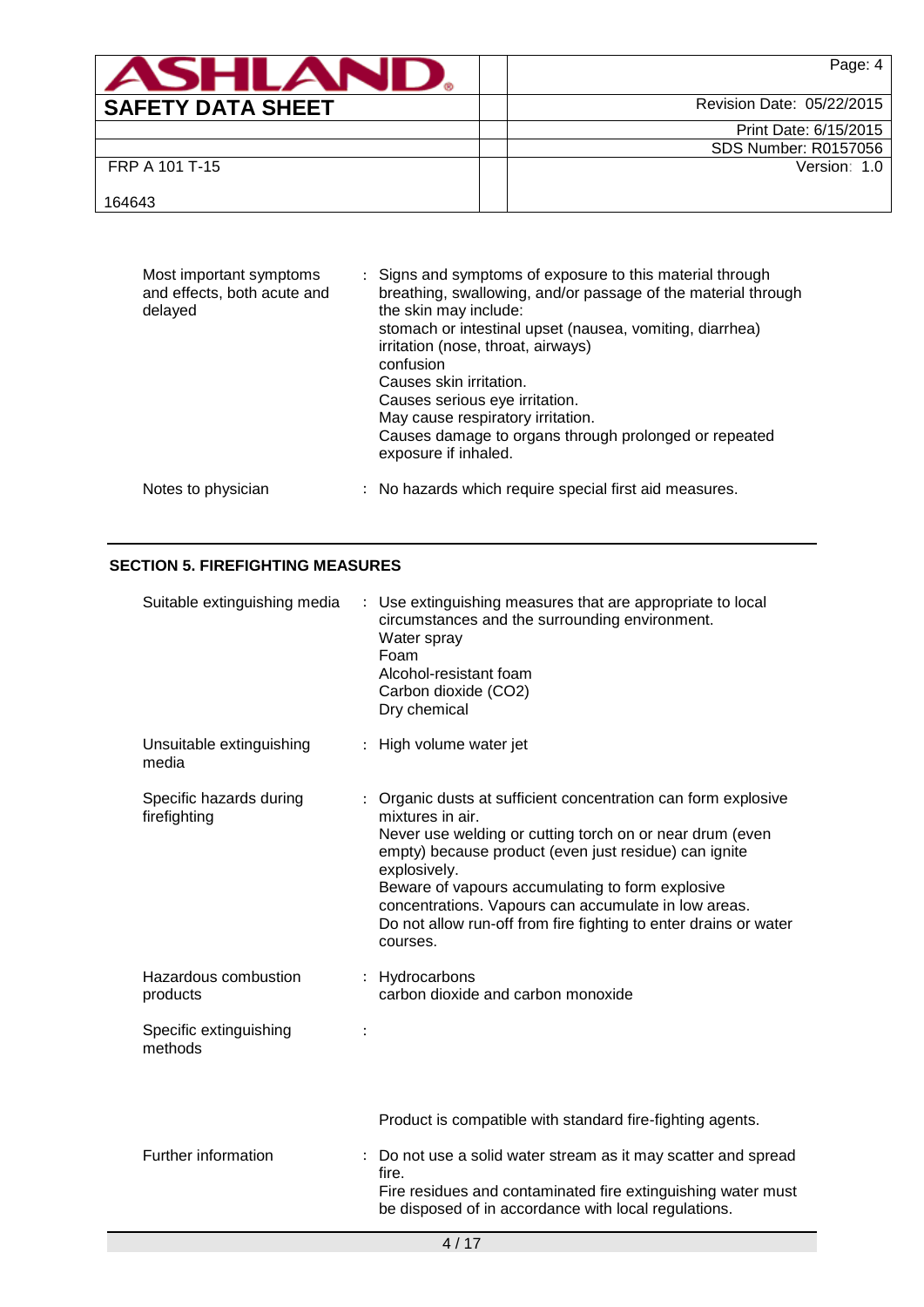| | |
|---|---|
| Most important symptoms and effects, both acute and delayed | : Signs and symptoms of exposure to this material through breathing, swallowing, and/or passage of the material through the skin may include:<br>stomach or intestinal upset (nausea, vomiting, diarrhea)<br>irritation (nose, throat, airways)<br>confusion<br>Causes skin irritation.<br>Causes serious eye irritation.<br>May cause respiratory irritation.<br>Causes damage to organs through prolonged or repeated exposure if inhaled. |
| Notes to physician | : No hazards which require special first aid measures. |

## SECTION 5. FIREFIGHTING MEASURES

| | |
|---|---|
| Suitable extinguishing media | : Use extinguishing measures that are appropriate to local circumstances and the surrounding environment.<br>Water spray<br>Foam<br>Alcohol-resistant foam<br>Carbon dioxide (CO2)<br>Dry chemical |
| Unsuitable extinguishing media | : High volume water jet |
| Specific hazards during firefighting | : Organic dusts at sufficient concentration can form explosive mixtures in air.<br>Never use welding or cutting torch on or near drum (even empty) because product (even just residue) can ignite explosively.<br>Beware of vapours accumulating to form explosive concentrations. Vapours can accumulate in low areas.<br>Do not allow run-off from fire fighting to enter drains or water courses. |
| Hazardous combustion products | : Hydrocarbons<br>carbon dioxide and carbon monoxide |
| Specific extinguishing methods | :<br><br>Product is compatible with standard fire-fighting agents. |
| Further information | : Do not use a solid water stream as it may scatter and spread fire.<br>Fire residues and contaminated fire extinguishing water must be disposed of in accordance with local regulations. |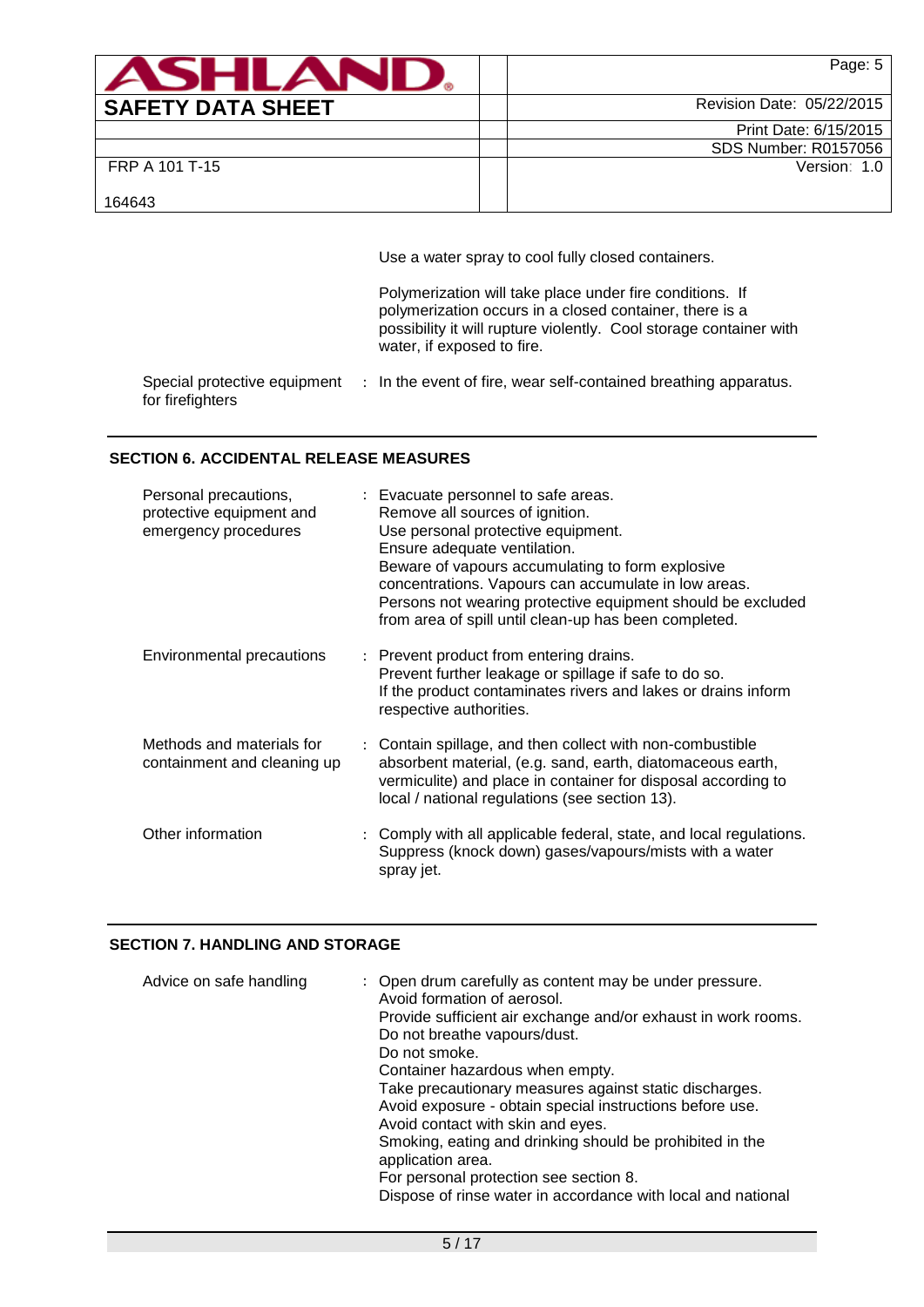Use a water spray to cool fully closed containers.

Polymerization will take place under fire conditions. If polymerization occurs in a closed container, there is a possibility it will rupture violently. Cool storage container with water, if exposed to fire.

| | |
|---|---|
| Special protective equipment for firefighters | : In the event of fire, wear self-contained breathing apparatus. |

## SECTION 6. ACCIDENTAL RELEASE MEASURES

| | |
|---|---|
| Personal precautions, protective equipment and emergency procedures | : Evacuate personnel to safe areas.<br>Remove all sources of ignition.<br>Use personal protective equipment.<br>Ensure adequate ventilation.<br>Beware of vapours accumulating to form explosive concentrations. Vapours can accumulate in low areas.<br>Persons not wearing protective equipment should be excluded from area of spill until clean-up has been completed. |
| Environmental precautions | : Prevent product from entering drains.<br>Prevent further leakage or spillage if safe to do so.<br>If the product contaminates rivers and lakes or drains inform respective authorities. |
| Methods and materials for containment and cleaning up | : Contain spillage, and then collect with non-combustible absorbent material, (e.g. sand, earth, diatomaceous earth, vermiculite) and place in container for disposal according to local / national regulations (see section 13). |
| Other information | : Comply with all applicable federal, state, and local regulations.<br>Suppress (knock down) gases/vapours/mists with a water spray jet. |

## SECTION 7. HANDLING AND STORAGE

| | |
|---|---|
| Advice on safe handling | : Open drum carefully as content may be under pressure.<br>Avoid formation of aerosol.<br>Provide sufficient air exchange and/or exhaust in work rooms.<br>Do not breathe vapours/dust.<br>Do not smoke.<br>Container hazardous when empty.<br>Take precautionary measures against static discharges.<br>Avoid exposure - obtain special instructions before use.<br>Avoid contact with skin and eyes.<br>Smoking, eating and drinking should be prohibited in the application area.<br>For personal protection see section 8.<br>Dispose of rinse water in accordance with local and national |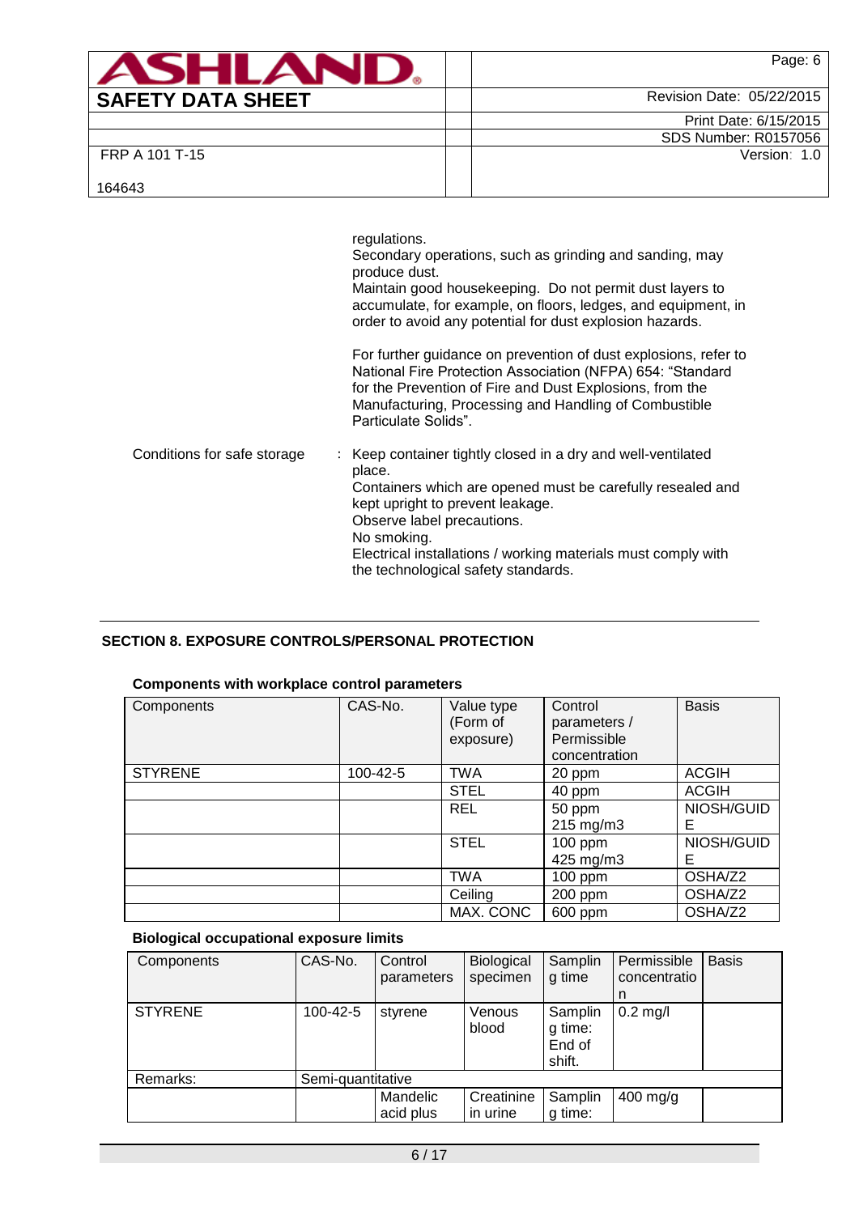regulations.
Secondary operations, such as grinding and sanding, may produce dust.
Maintain good housekeeping. Do not permit dust layers to accumulate, for example, on floors, ledges, and equipment, in order to avoid any potential for dust explosion hazards.

For further guidance on prevention of dust explosions, refer to National Fire Protection Association (NFPA) 654: "Standard for the Prevention of Fire and Dust Explosions, from the Manufacturing, Processing and Handling of Combustible Particulate Solids".

Conditions for safe storage : Keep container tightly closed in a dry and well-ventilated place.
Containers which are opened must be carefully resealed and kept upright to prevent leakage.
Observe label precautions.
No smoking.
Electrical installations / working materials must comply with the technological safety standards.

## SECTION 8. EXPOSURE CONTROLS/PERSONAL PROTECTION

**Components with workplace control parameters**

| Components | CAS-No. | Value type (Form of exposure) | Control parameters / Permissible concentration | Basis |
|---|---|---|---|---|
| STYRENE | 100-42-5 | TWA | 20 ppm | ACGIH |
| | | STEL | 40 ppm | ACGIH |
| | | REL | 50 ppm 215 mg/m3 | NIOSH/GUIDE |
| | | STEL | 100 ppm 425 mg/m3 | NIOSH/GUIDE |
| | | TWA | 100 ppm | OSHA/Z2 |
| | | Ceiling | 200 ppm | OSHA/Z2 |
| | | MAX. CONC | 600 ppm | OSHA/Z2 |

**Biological occupational exposure limits**

| Components | CAS-No. | Control parameters | Biological specimen | Sampling time | Permissible concentration | Basis |
|---|---|---|---|---|---|---|
| STYRENE | 100-42-5 | styrene | Venous blood | Sampling time: End of shift. | 0.2 mg/l | |
| Remarks: | Semi-quantitative | | | | | |
| | | Mandelic acid plus | Creatinine in urine | Sampling time: | 400 mg/g | |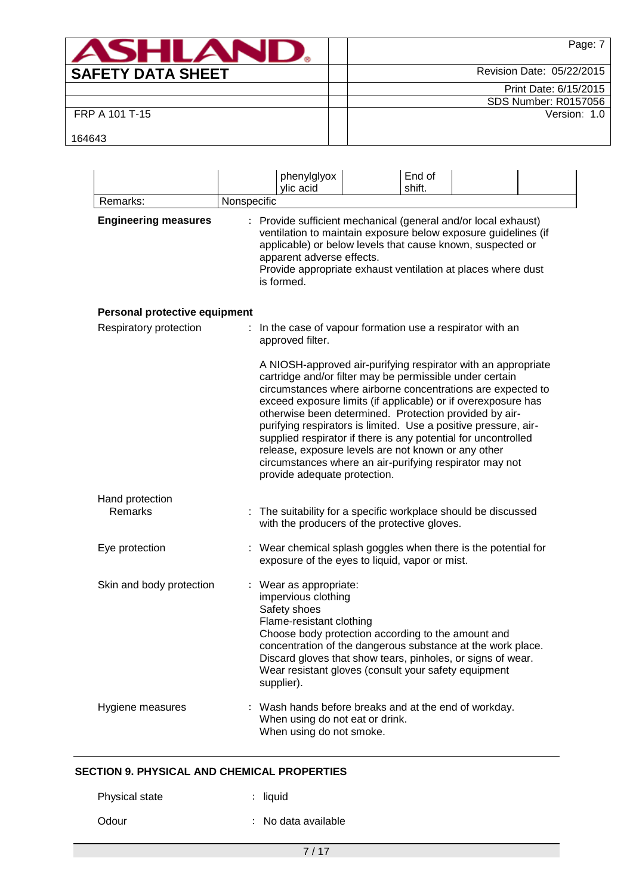| | | phenylglyoxylic acid | | End of shift. | | |
|---|---|---|---|---|---|---|
| Remarks: | Nonspecific | | | | | |

**Engineering measures** : Provide sufficient mechanical (general and/or local exhaust) ventilation to maintain exposure below exposure guidelines (if applicable) or below levels that cause known, suspected or apparent adverse effects.
Provide appropriate exhaust ventilation at places where dust is formed.

**Personal protective equipment**

Respiratory protection : In the case of vapour formation use a respirator with an approved filter.

A NIOSH-approved air-purifying respirator with an appropriate cartridge and/or filter may be permissible under certain circumstances where airborne concentrations are expected to exceed exposure limits (if applicable) or if overexposure has otherwise been determined. Protection provided by air-purifying respirators is limited. Use a positive pressure, air-supplied respirator if there is any potential for uncontrolled release, exposure levels are not known or any other circumstances where an air-purifying respirator may not provide adequate protection.

Hand protection
Remarks : The suitability for a specific workplace should be discussed with the producers of the protective gloves.

Eye protection : Wear chemical splash goggles when there is the potential for exposure of the eyes to liquid, vapor or mist.

Skin and body protection : Wear as appropriate:
impervious clothing
Safety shoes
Flame-resistant clothing
Choose body protection according to the amount and concentration of the dangerous substance at the work place.
Discard gloves that show tears, pinholes, or signs of wear.
Wear resistant gloves (consult your safety equipment supplier).

Hygiene measures : Wash hands before breaks and at the end of workday.
When using do not eat or drink.
When using do not smoke.

## SECTION 9. PHYSICAL AND CHEMICAL PROPERTIES

Physical state : liquid

Odour : No data available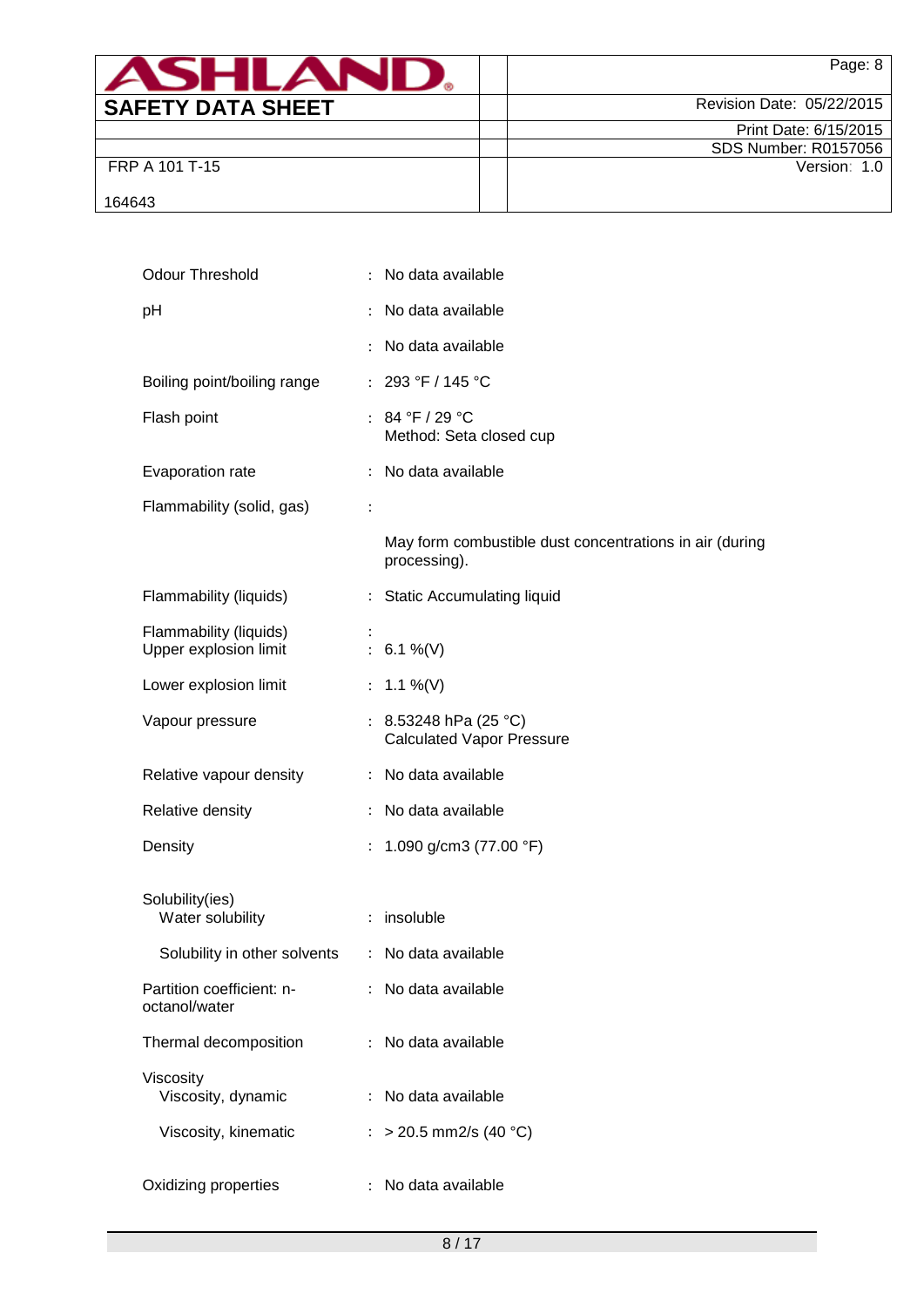| | | |
|---|---|---|
| Odour Threshold | : | No data available |
| pH | : | No data available |
| | : | No data available |
| Boiling point/boiling range | : | 293 °F / 145 °C |
| Flash point | : | 84 °F / 29 °C<br>Method: Seta closed cup |
| Evaporation rate | : | No data available |
| Flammability (solid, gas) | : | |
| | | May form combustible dust concentrations in air (during processing). |
| Flammability (liquids) | : | Static Accumulating liquid |
| Flammability (liquids) | : | |
| Upper explosion limit | : | 6.1 %(V) |
| Lower explosion limit | : | 1.1 %(V) |
| Vapour pressure | : | 8.53248 hPa (25 °C)<br>Calculated Vapor Pressure |
| Relative vapour density | : | No data available |
| Relative density | : | No data available |
| Density | : | 1.090 g/cm3 (77.00 °F) |
| Solubility(ies) | | |
| Water solubility | : | insoluble |
| Solubility in other solvents | : | No data available |
| Partition coefficient: n-octanol/water | : | No data available |
| Thermal decomposition | : | No data available |
| Viscosity | | |
| Viscosity, dynamic | : | No data available |
| Viscosity, kinematic | : | > 20.5 mm2/s (40 °C) |
| Oxidizing properties | : | No data available |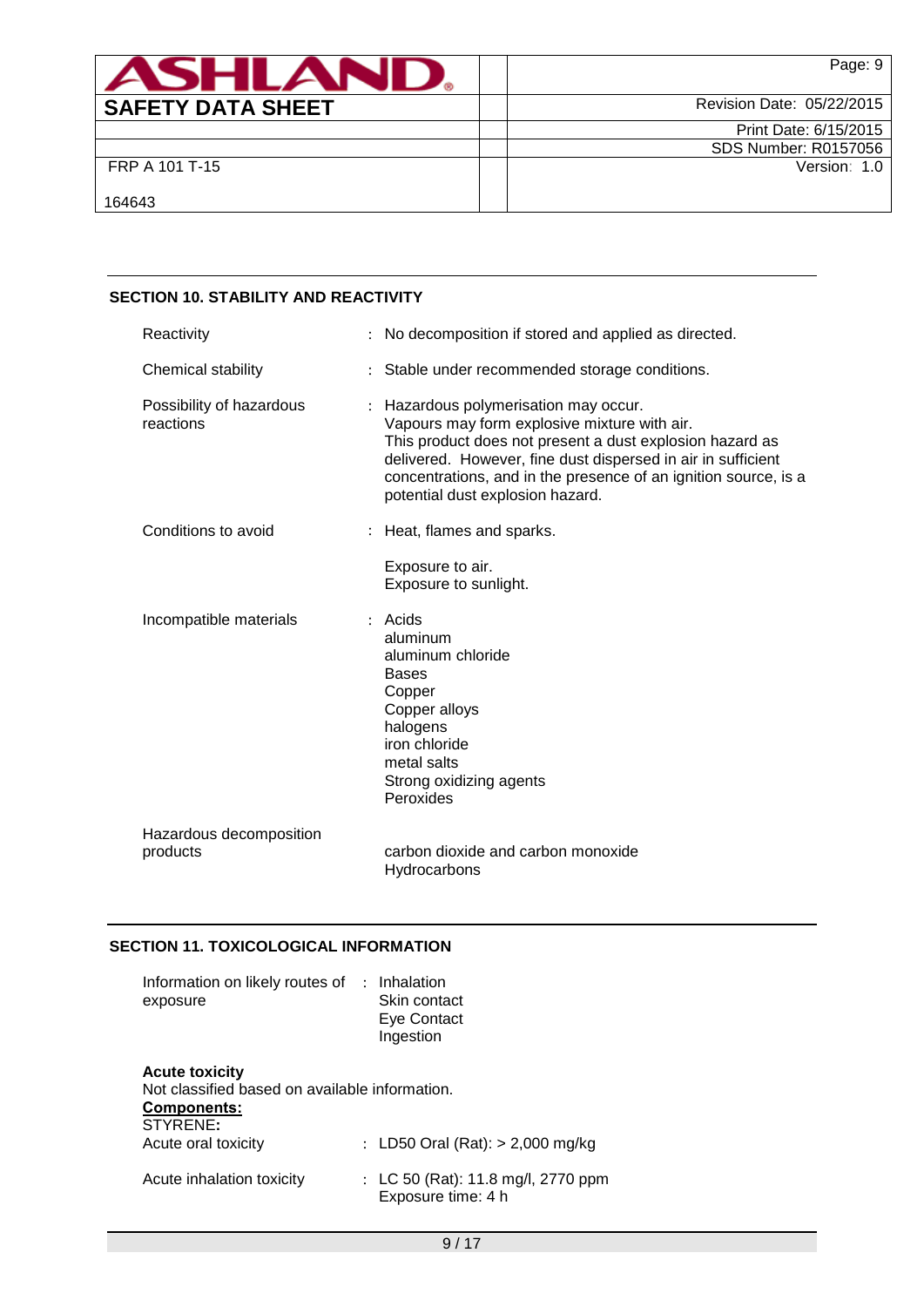## SECTION 10. STABILITY AND REACTIVITY

| | | |
|---|---|---|
| Reactivity | : | No decomposition if stored and applied as directed. |
| Chemical stability | : | Stable under recommended storage conditions. |
| Possibility of hazardous reactions | : | Hazardous polymerisation may occur.<br>Vapours may form explosive mixture with air.<br>This product does not present a dust explosion hazard as delivered. However, fine dust dispersed in air in sufficient concentrations, and in the presence of an ignition source, is a potential dust explosion hazard. |
| Conditions to avoid | : | Heat, flames and sparks.<br><br>Exposure to air.<br>Exposure to sunlight. |
| Incompatible materials | : | Acids<br>aluminum<br>aluminum chloride<br>Bases<br>Copper<br>Copper alloys<br>halogens<br>iron chloride<br>metal salts<br>Strong oxidizing agents<br>Peroxides |
| Hazardous decomposition products | | carbon dioxide and carbon monoxide<br>Hydrocarbons |

## SECTION 11. TOXICOLOGICAL INFORMATION

| | | |
|---|---|---|
| Information on likely routes of exposure | : | Inhalation<br>Skin contact<br>Eye Contact<br>Ingestion |

**Acute toxicity**

Not classified based on available information.

**Components:**

STYRENE**:**

| | | |
|---|---|---|
| Acute oral toxicity | : | LD50 Oral (Rat): > 2,000 mg/kg |
| Acute inhalation toxicity | : | LC 50 (Rat): 11.8 mg/l, 2770 ppm<br>Exposure time: 4 h |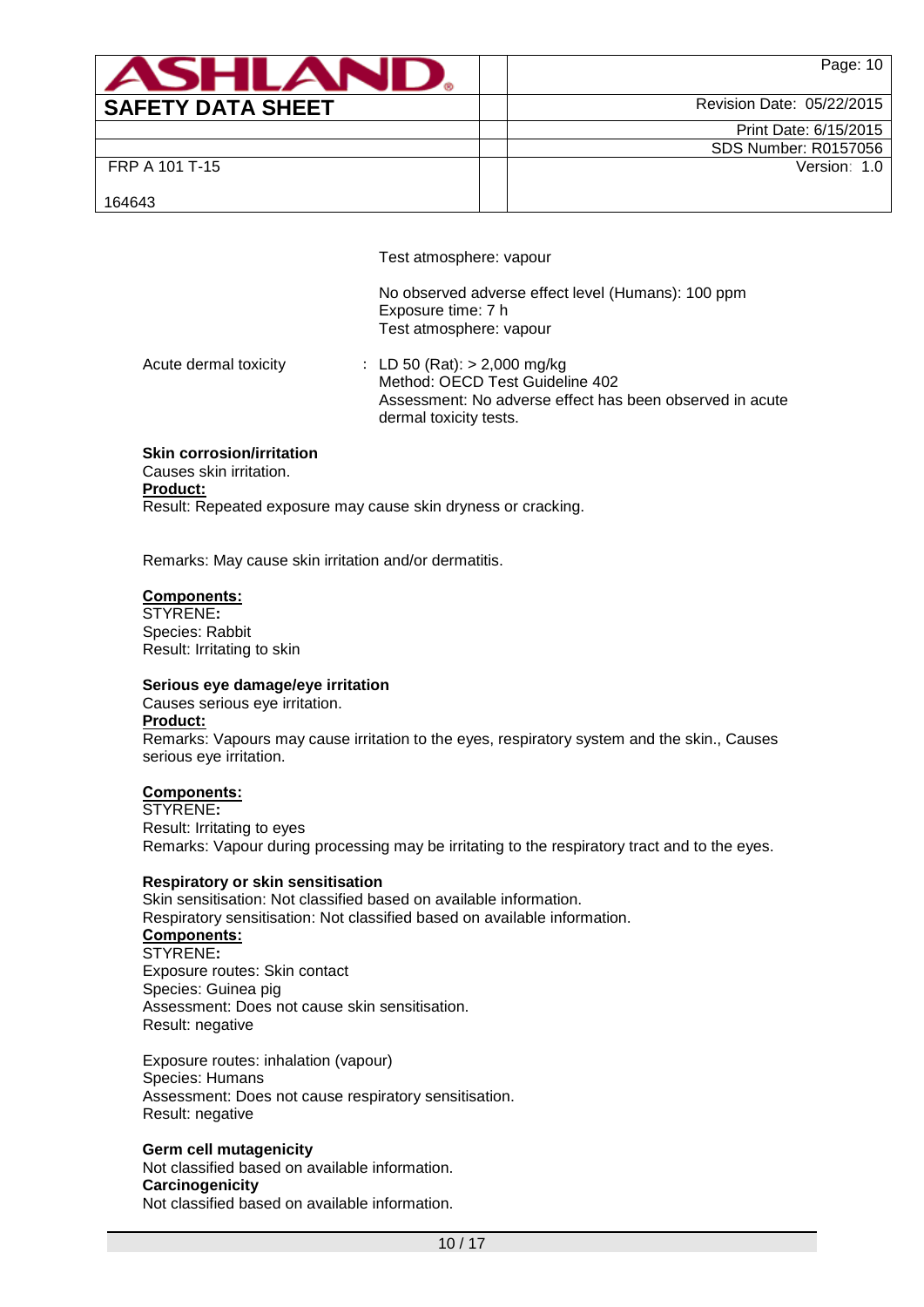Test atmosphere: vapour

No observed adverse effect level (Humans): 100 ppm
Exposure time: 7 h
Test atmosphere: vapour

Acute dermal toxicity : LD 50 (Rat): > 2,000 mg/kg
Method: OECD Test Guideline 402
Assessment: No adverse effect has been observed in acute dermal toxicity tests.

**Skin corrosion/irritation**
Causes skin irritation.
**Product:**
Result: Repeated exposure may cause skin dryness or cracking.

Remarks: May cause skin irritation and/or dermatitis.

**Components:**
STYRENE**:**
Species: Rabbit
Result: Irritating to skin

**Serious eye damage/eye irritation**
Causes serious eye irritation.
**Product:**
Remarks: Vapours may cause irritation to the eyes, respiratory system and the skin., Causes serious eye irritation.

**Components:**
STYRENE**:**
Result: Irritating to eyes
Remarks: Vapour during processing may be irritating to the respiratory tract and to the eyes.

**Respiratory or skin sensitisation**
Skin sensitisation: Not classified based on available information.
Respiratory sensitisation: Not classified based on available information.
**Components:**
STYRENE**:**
Exposure routes: Skin contact
Species: Guinea pig
Assessment: Does not cause skin sensitisation.
Result: negative

Exposure routes: inhalation (vapour)
Species: Humans
Assessment: Does not cause respiratory sensitisation.
Result: negative

**Germ cell mutagenicity**
Not classified based on available information.
**Carcinogenicity**
Not classified based on available information.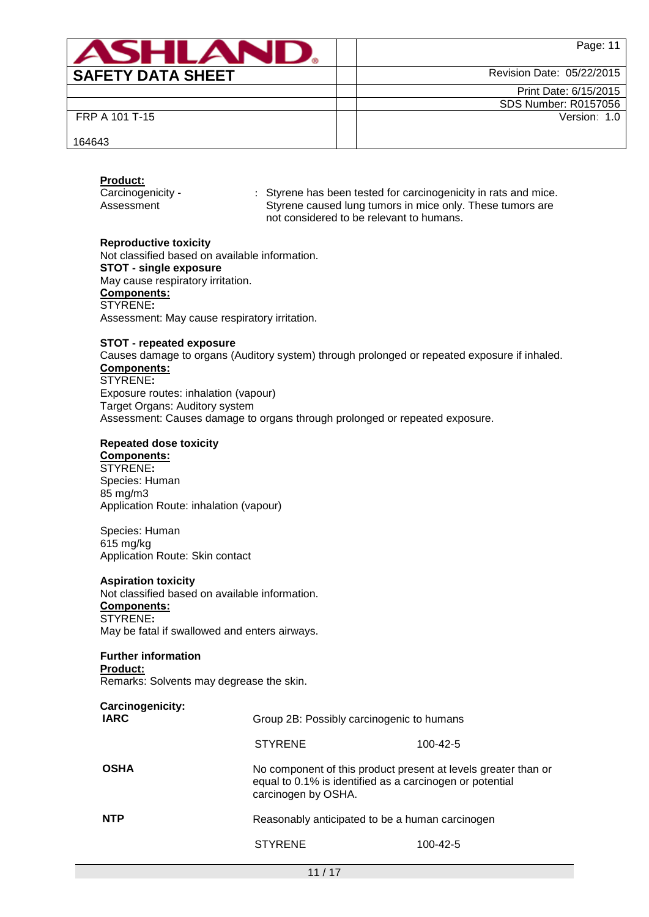**Product:**

Carcinogenicity - Assessment : Styrene has been tested for carcinogenicity in rats and mice. Styrene caused lung tumors in mice only. These tumors are not considered to be relevant to humans.

**Reproductive toxicity**

Not classified based on available information.

**STOT - single exposure**

May cause respiratory irritation.

**Components:**

STYRENE**:**

Assessment: May cause respiratory irritation.

**STOT - repeated exposure**

Causes damage to organs (Auditory system) through prolonged or repeated exposure if inhaled.

**Components:**

STYRENE**:**

Exposure routes: inhalation (vapour)

Target Organs: Auditory system

Assessment: Causes damage to organs through prolonged or repeated exposure.

**Repeated dose toxicity**

**Components:**

STYRENE**:**

Species: Human

85 mg/m3

Application Route: inhalation (vapour)

Species: Human

615 mg/kg

Application Route: Skin contact

**Aspiration toxicity**

Not classified based on available information.

**Components:**

STYRENE**:**

May be fatal if swallowed and enters airways.

**Further information**

**Product:**

Remarks: Solvents may degrease the skin.

**Carcinogenicity:**

| | | |
|---|---|---|
| **IARC** | Group 2B: Possibly carcinogenic to humans | |
| | STYRENE | 100-42-5 |
| **OSHA** | No component of this product present at levels greater than or equal to 0.1% is identified as a carcinogen or potential carcinogen by OSHA. | |
| **NTP** | Reasonably anticipated to be a human carcinogen | |
| | STYRENE | 100-42-5 |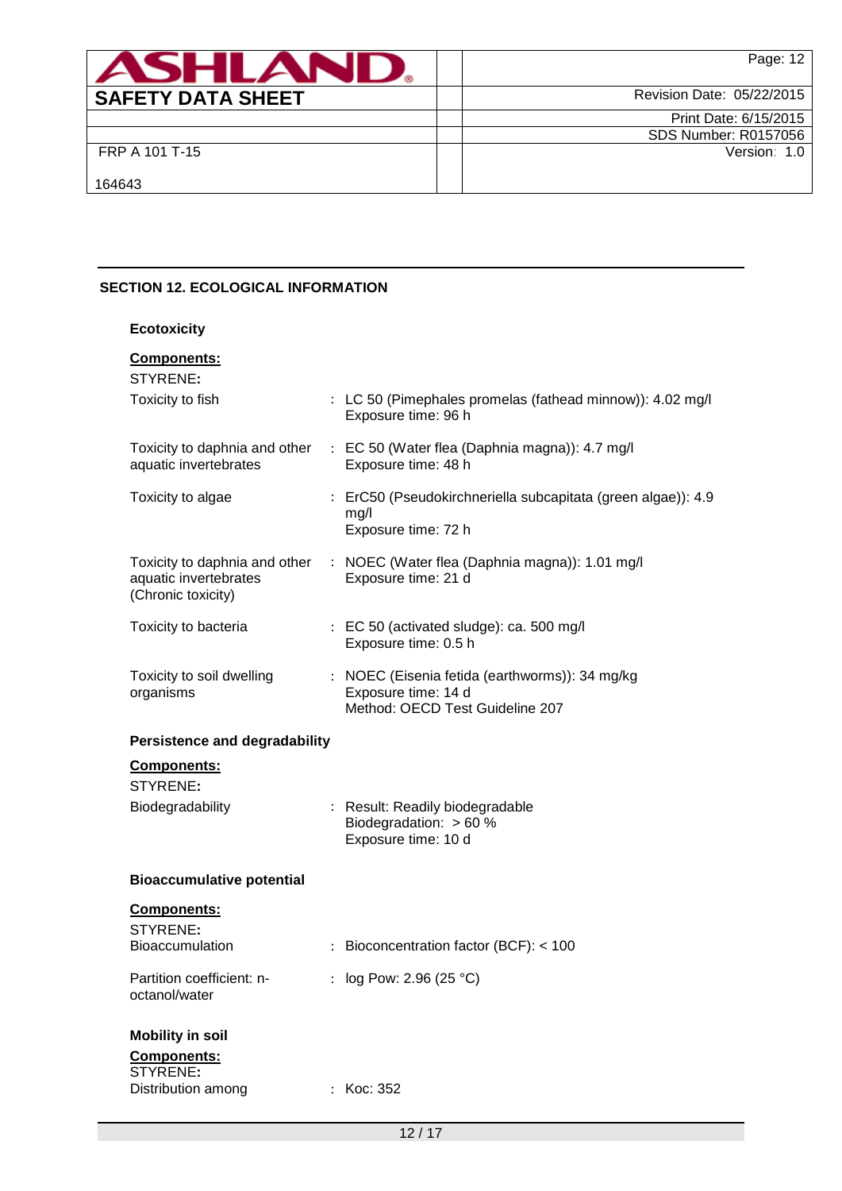## SECTION 12. ECOLOGICAL INFORMATION

### Ecotoxicity

**Components:**

STYRENE**:**

| | |
|---|---|
| Toxicity to fish | : LC 50 (Pimephales promelas (fathead minnow)): 4.02 mg/l<br>Exposure time: 96 h |
| Toxicity to daphnia and other aquatic invertebrates | : EC 50 (Water flea (Daphnia magna)): 4.7 mg/l<br>Exposure time: 48 h |
| Toxicity to algae | : ErC50 (Pseudokirchneriella subcapitata (green algae)): 4.9 mg/l<br>Exposure time: 72 h |
| Toxicity to daphnia and other aquatic invertebrates (Chronic toxicity) | : NOEC (Water flea (Daphnia magna)): 1.01 mg/l<br>Exposure time: 21 d |
| Toxicity to bacteria | : EC 50 (activated sludge): ca. 500 mg/l<br>Exposure time: 0.5 h |
| Toxicity to soil dwelling organisms | : NOEC (Eisenia fetida (earthworms)): 34 mg/kg<br>Exposure time: 14 d<br>Method: OECD Test Guideline 207 |

### Persistence and degradability

**Components:**

STYRENE**:**

| | |
|---|---|
| Biodegradability | : Result: Readily biodegradable<br>Biodegradation: > 60 %<br>Exposure time: 10 d |

### Bioaccumulative potential

**Components:**

STYRENE**:**

| | |
|---|---|
| Bioaccumulation | : Bioconcentration factor (BCF): < 100 |
| Partition coefficient: n-octanol/water | : log Pow: 2.96 (25 °C) |

### Mobility in soil

**Components:**

STYRENE**:**

| | |
|---|---|
| Distribution among | : Koc: 352 |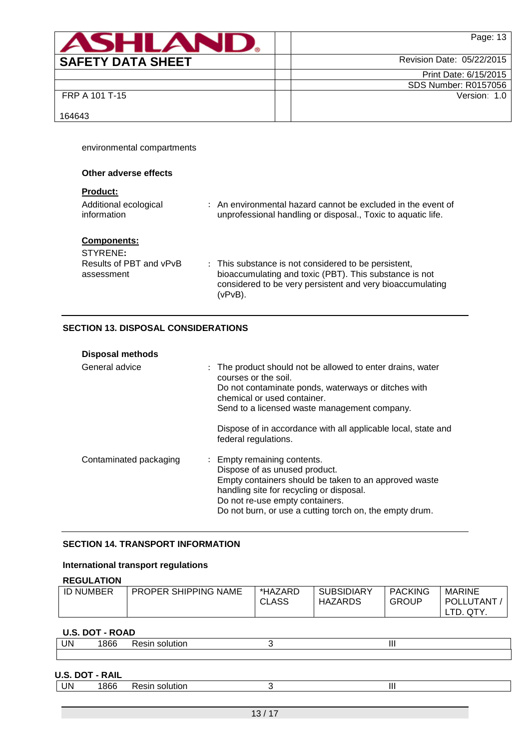environmental compartments

**Other adverse effects**

**Product:**

Additional ecological information : An environmental hazard cannot be excluded in the event of unprofessional handling or disposal., Toxic to aquatic life.

**Components:**

STYRENE**:**

Results of PBT and vPvB assessment : This substance is not considered to be persistent, bioaccumulating and toxic (PBT). This substance is not considered to be very persistent and very bioaccumulating (vPvB).

## SECTION 13. DISPOSAL CONSIDERATIONS

**Disposal methods**

General advice : The product should not be allowed to enter drains, water courses or the soil.
Do not contaminate ponds, waterways or ditches with chemical or used container.
Send to a licensed waste management company.

Dispose of in accordance with all applicable local, state and federal regulations.

Contaminated packaging : Empty remaining contents.
Dispose of as unused product.
Empty containers should be taken to an approved waste handling site for recycling or disposal.
Do not re-use empty containers.
Do not burn, or use a cutting torch on, the empty drum.

## SECTION 14. TRANSPORT INFORMATION

**International transport regulations**

**REGULATION**

| ID NUMBER | PROPER SHIPPING NAME | *HAZARD CLASS | SUBSIDIARY HAZARDS | PACKING GROUP | MARINE POLLUTANT / LTD. QTY. |
|---|---|---|---|---|---|
| **U.S. DOT - ROAD** | | | | | |
| UN 1866 | Resin solution | 3 | | III | |
| **U.S. DOT - RAIL** | | | | | |
| UN 1866 | Resin solution | 3 | | III | |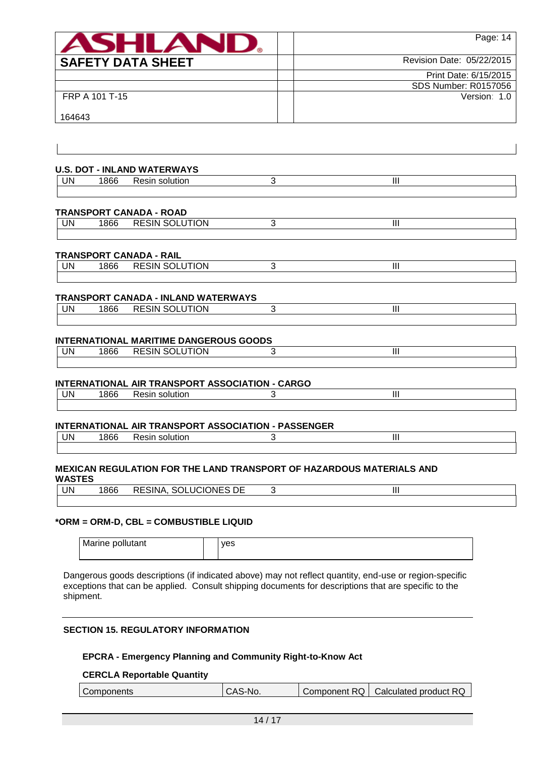### U.S. DOT - INLAND WATERWAYS

| UN | 1866 | Resin solution | 3 | III |
|---|---|---|---|---|

### TRANSPORT CANADA - ROAD

| UN | 1866 | RESIN SOLUTION | 3 | III |
|---|---|---|---|---|

### TRANSPORT CANADA - RAIL

| UN | 1866 | RESIN SOLUTION | 3 | III |
|---|---|---|---|---|

### TRANSPORT CANADA - INLAND WATERWAYS

| UN | 1866 | RESIN SOLUTION | 3 | III |
|---|---|---|---|---|

### INTERNATIONAL MARITIME DANGEROUS GOODS

| UN | 1866 | RESIN SOLUTION | 3 | III |
|---|---|---|---|---|

### INTERNATIONAL AIR TRANSPORT ASSOCIATION - CARGO

| UN | 1866 | Resin solution | 3 | III |
|---|---|---|---|---|

### INTERNATIONAL AIR TRANSPORT ASSOCIATION - PASSENGER

| UN | 1866 | Resin solution | 3 | III |
|---|---|---|---|---|

### MEXICAN REGULATION FOR THE LAND TRANSPORT OF HAZARDOUS MATERIALS AND WASTES

| UN | 1866 | RESINA, SOLUCIONES DE | 3 | III |
|---|---|---|---|---|

**\*ORM = ORM-D, CBL = COMBUSTIBLE LIQUID**

| Marine pollutant | yes |
|---|---|

Dangerous goods descriptions (if indicated above) may not reflect quantity, end-use or region-specific exceptions that can be applied. Consult shipping documents for descriptions that are specific to the shipment.

## SECTION 15. REGULATORY INFORMATION

### EPCRA - Emergency Planning and Community Right-to-Know Act

**CERCLA Reportable Quantity**

| Components | CAS-No. | Component RQ | Calculated product RQ |
|---|---|---|---|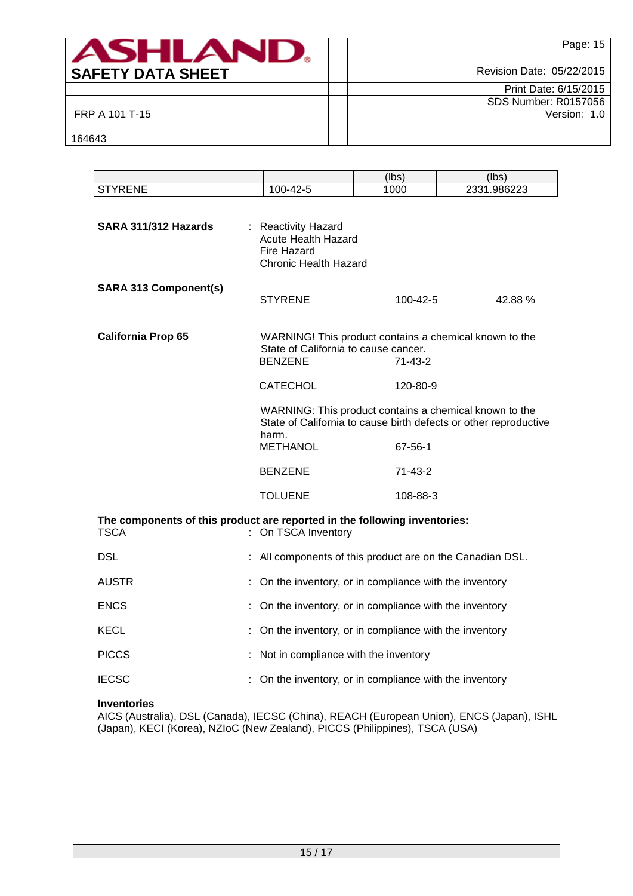| | | (lbs) | (lbs) |
|---|---|---|---|
| STYRENE | 100-42-5 | 1000 | 2331.986223 |

**SARA 311/312 Hazards** : Reactivity Hazard
Acute Health Hazard
Fire Hazard
Chronic Health Hazard

**SARA 313 Component(s)**

| | | |
|---|---|---|
| STYRENE | 100-42-5 | 42.88 % |

**California Prop 65**

WARNING! This product contains a chemical known to the State of California to cause cancer.

| | |
|---|---|
| BENZENE | 71-43-2 |
| CATECHOL | 120-80-9 |

WARNING: This product contains a chemical known to the State of California to cause birth defects or other reproductive harm.

| | |
|---|---|
| METHANOL | 67-56-1 |
| BENZENE | 71-43-2 |
| TOLUENE | 108-88-3 |

**The components of this product are reported in the following inventories:**

TSCA : On TSCA Inventory

DSL : All components of this product are on the Canadian DSL.

AUSTR : On the inventory, or in compliance with the inventory

ENCS : On the inventory, or in compliance with the inventory

KECL : On the inventory, or in compliance with the inventory

PICCS : Not in compliance with the inventory

IECSC : On the inventory, or in compliance with the inventory

**Inventories**
AICS (Australia), DSL (Canada), IECSC (China), REACH (European Union), ENCS (Japan), ISHL (Japan), KECI (Korea), NZIoC (New Zealand), PICCS (Philippines), TSCA (USA)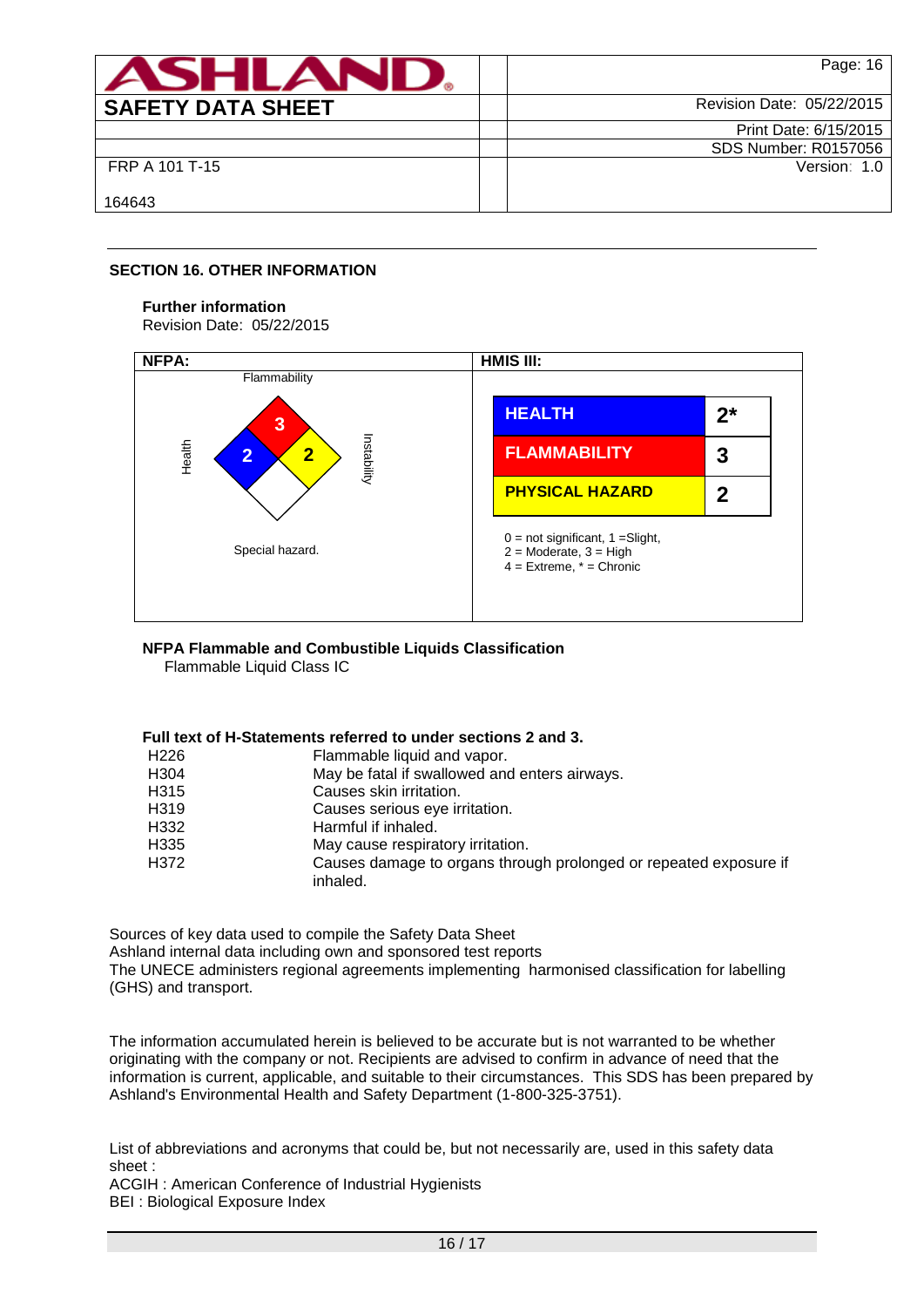## SECTION 16. OTHER INFORMATION

**Further information**

Revision Date: 05/22/2015

| NFPA: | HMIS III: |
|---|---|
| Flammability: 3<br>Health: 2<br>Instability: 2<br>Special hazard. | |

| HMIS III: | |
|---|---|
| HEALTH | 2* |
| FLAMMABILITY | 3 |
| PHYSICAL HAZARD | 2 |

0 = not significant, 1 =Slight,
2 = Moderate, 3 = High
4 = Extreme, * = Chronic

**NFPA Flammable and Combustible Liquids Classification**

Flammable Liquid Class IC

**Full text of H-Statements referred to under sections 2 and 3.**

| | |
|---|---|
| H226 | Flammable liquid and vapor. |
| H304 | May be fatal if swallowed and enters airways. |
| H315 | Causes skin irritation. |
| H319 | Causes serious eye irritation. |
| H332 | Harmful if inhaled. |
| H335 | May cause respiratory irritation. |
| H372 | Causes damage to organs through prolonged or repeated exposure if inhaled. |

Sources of key data used to compile the Safety Data Sheet
Ashland internal data including own and sponsored test reports
The UNECE administers regional agreements implementing harmonised classification for labelling (GHS) and transport.

The information accumulated herein is believed to be accurate but is not warranted to be whether originating with the company or not. Recipients are advised to confirm in advance of need that the information is current, applicable, and suitable to their circumstances. This SDS has been prepared by Ashland's Environmental Health and Safety Department (1-800-325-3751).

List of abbreviations and acronyms that could be, but not necessarily are, used in this safety data sheet :
ACGIH : American Conference of Industrial Hygienists
BEI : Biological Exposure Index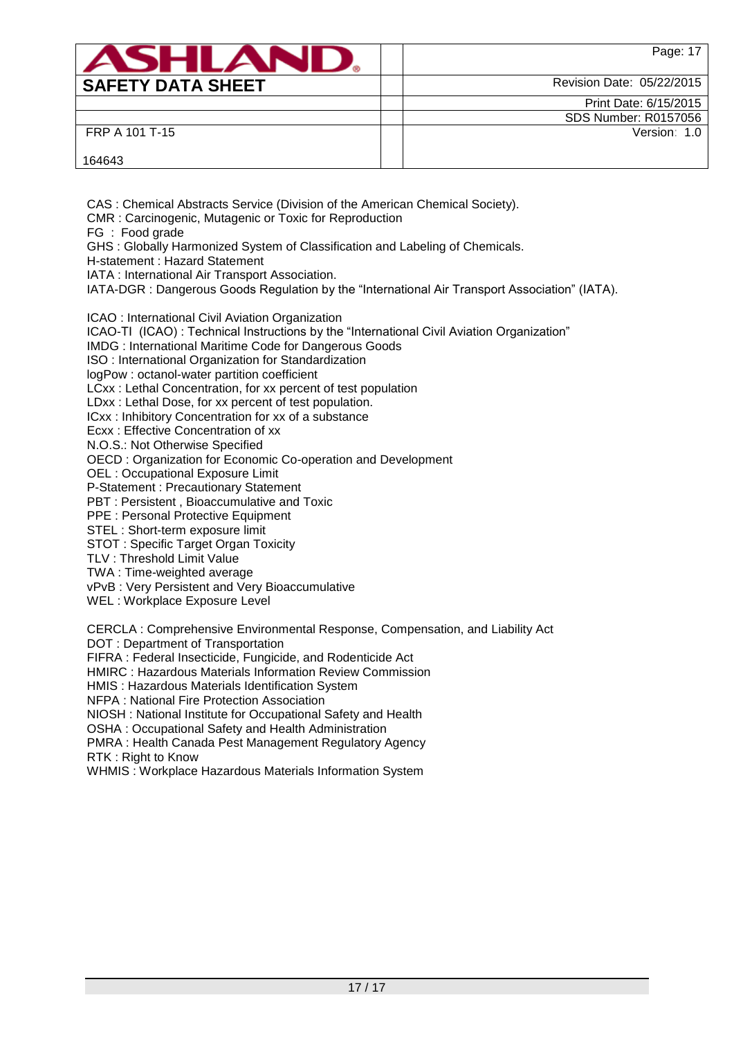CAS : Chemical Abstracts Service (Division of the American Chemical Society).
CMR : Carcinogenic, Mutagenic or Toxic for Reproduction
FG : Food grade
GHS : Globally Harmonized System of Classification and Labeling of Chemicals.
H-statement : Hazard Statement
IATA : International Air Transport Association.
IATA-DGR : Dangerous Goods Regulation by the "International Air Transport Association" (IATA).

ICAO : International Civil Aviation Organization
ICAO-TI (ICAO) : Technical Instructions by the "International Civil Aviation Organization"
IMDG : International Maritime Code for Dangerous Goods
ISO : International Organization for Standardization
logPow : octanol-water partition coefficient
LCxx : Lethal Concentration, for xx percent of test population
LDxx : Lethal Dose, for xx percent of test population.
ICxx : Inhibitory Concentration for xx of a substance
Ecxx : Effective Concentration of xx
N.O.S.: Not Otherwise Specified
OECD : Organization for Economic Co-operation and Development
OEL : Occupational Exposure Limit
P-Statement : Precautionary Statement
PBT : Persistent , Bioaccumulative and Toxic
PPE : Personal Protective Equipment
STEL : Short-term exposure limit
STOT : Specific Target Organ Toxicity
TLV : Threshold Limit Value
TWA : Time-weighted average
vPvB : Very Persistent and Very Bioaccumulative
WEL : Workplace Exposure Level

CERCLA : Comprehensive Environmental Response, Compensation, and Liability Act
DOT : Department of Transportation
FIFRA : Federal Insecticide, Fungicide, and Rodenticide Act
HMIRC : Hazardous Materials Information Review Commission
HMIS : Hazardous Materials Identification System
NFPA : National Fire Protection Association
NIOSH : National Institute for Occupational Safety and Health
OSHA : Occupational Safety and Health Administration
PMRA : Health Canada Pest Management Regulatory Agency
RTK : Right to Know
WHMIS : Workplace Hazardous Materials Information System